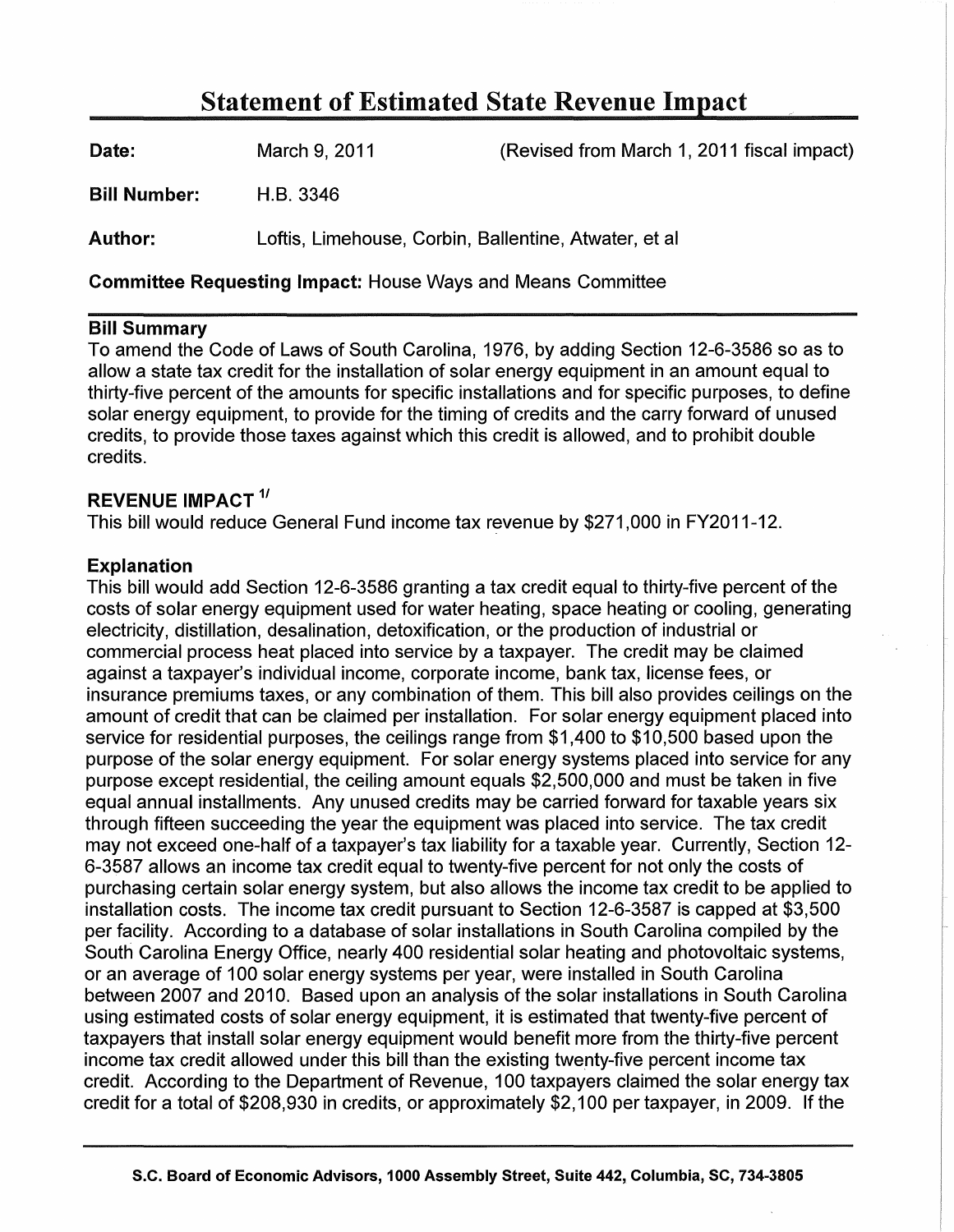# Statement of Estimated State Revenue Impact

**Date:** March 9, 2011 (Revised from March 1, 2011 fiscal impact)

**Bill Number:** H.B. 3346

**Author:** Loftis, Limehouse, Corbin, Ballentine, Atwater, et al

**Committee Requesting Impact:** House Ways and Means Committee

## Bill Summary

To amend the Code of Laws of South Carolina, 1976, by adding Section 12-6-3586 so as to allow a state tax credit for the installation of solar energy equipment in an amount equal to thirty-five percent of the amounts for specific installations and for specific purposes, to define solar energy equipment, to provide for the timing of credits and the carry forward of unused credits, to provide those taxes against which this credit is allowed, and to prohibit double credits.

## REVENUE IMPACT [1/]

This bill would reduce General Fund income tax revenue by $271,000 in FY2011-12.

## Explanation

This bill would add Section 12-6-3586 granting a tax credit equal to thirty-five percent of the costs of solar energy equipment used for water heating, space heating or cooling, generating electricity, distillation, desalination, detoxification, or the production of industrial or commercial process heat placed into service by a taxpayer. The credit may be claimed against a taxpayer's individual income, corporate income, bank tax, license fees, or insurance premiums taxes, or any combination of them. This bill also provides ceilings on the amount of credit that can be claimed per installation. For solar energy equipment placed into service for residential purposes, the ceilings range from $1,400 to $10,500 based upon the purpose of the solar energy equipment. For solar energy systems placed into service for any purpose except residential, the ceiling amount equals $2,500,000 and must be taken in five equal annual installments. Any unused credits may be carried forward for taxable years six through fifteen succeeding the year the equipment was placed into service. The tax credit may not exceed one-half of a taxpayer's tax liability for a taxable year. Currently, Section 12-6-3587 allows an income tax credit equal to twenty-five percent for not only the costs of purchasing certain solar energy system, but also allows the income tax credit to be applied to installation costs. The income tax credit pursuant to Section 12-6-3587 is capped at $3,500 per facility. According to a database of solar installations in South Carolina compiled by the South Carolina Energy Office, nearly 400 residential solar heating and photovoltaic systems, or an average of 100 solar energy systems per year, were installed in South Carolina between 2007 and 2010. Based upon an analysis of the solar installations in South Carolina using estimated costs of solar energy equipment, it is estimated that twenty-five percent of taxpayers that install solar energy equipment would benefit more from the thirty-five percent income tax credit allowed under this bill than the existing twenty-five percent income tax credit. According to the Department of Revenue, 100 taxpayers claimed the solar energy tax credit for a total of $208,930 in credits, or approximately $2,100 per taxpayer, in 2009. If the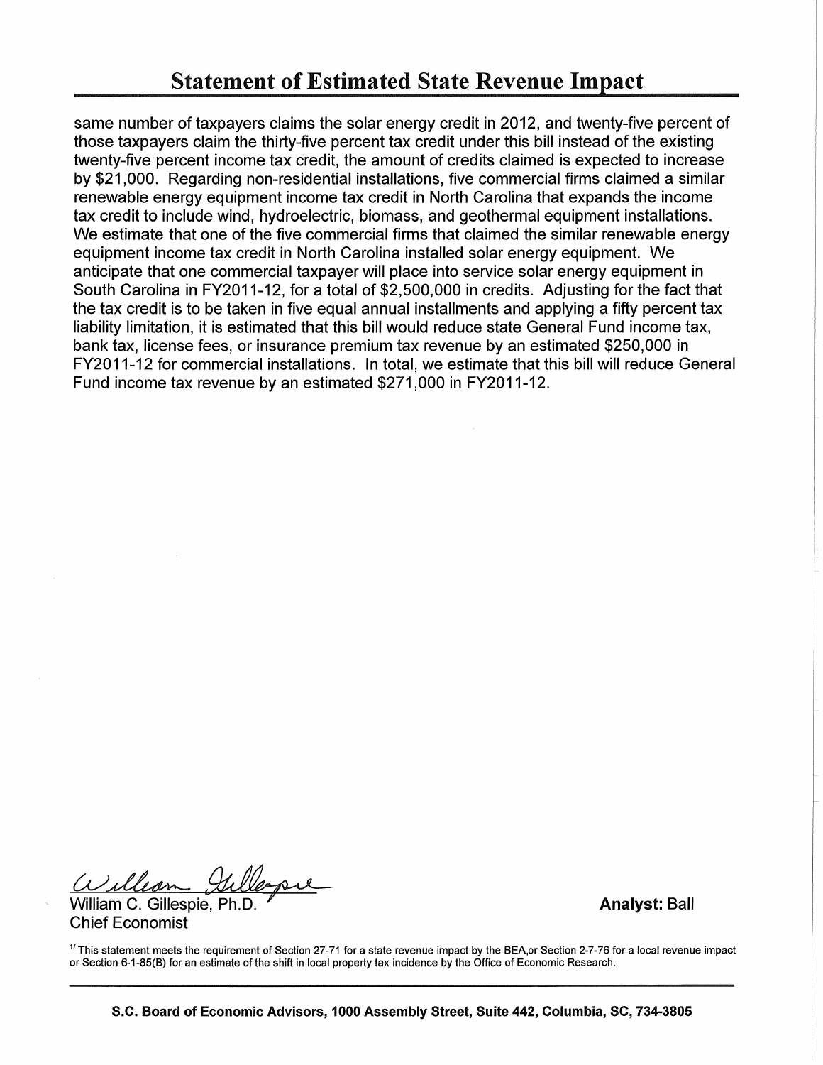# Statement of Estimated State Revenue Impact

same number of taxpayers claims the solar energy credit in 2012, and twenty-five percent of those taxpayers claim the thirty-five percent tax credit under this bill instead of the existing twenty-five percent income tax credit, the amount of credits claimed is expected to increase by $21,000. Regarding non-residential installations, five commercial firms claimed a similar renewable energy equipment income tax credit in North Carolina that expands the income tax credit to include wind, hydroelectric, biomass, and geothermal equipment installations. We estimate that one of the five commercial firms that claimed the similar renewable energy equipment income tax credit in North Carolina installed solar energy equipment. We anticipate that one commercial taxpayer will place into service solar energy equipment in South Carolina in FY2011-12, for a total of $2,500,000 in credits. Adjusting for the fact that the tax credit is to be taken in five equal annual installments and applying a fifty percent tax liability limitation, it is estimated that this bill would reduce state General Fund income tax, bank tax, license fees, or insurance premium tax revenue by an estimated $250,000 in FY2011-12 for commercial installations. In total, we estimate that this bill will reduce General Fund income tax revenue by an estimated $271,000 in FY2011-12.

William C. Gillespie, Ph.D.
Chief Economist

**Analyst:** Ball

[1/] This statement meets the requirement of Section 27-71 for a state revenue impact by the BEA,or Section 2-7-76 for a local revenue impact or Section 6-1-85(B) for an estimate of the shift in local property tax incidence by the Office of Economic Research.

**S.C. Board of Economic Advisors, 1000 Assembly Street, Suite 442, Columbia, SC, 734-3805**